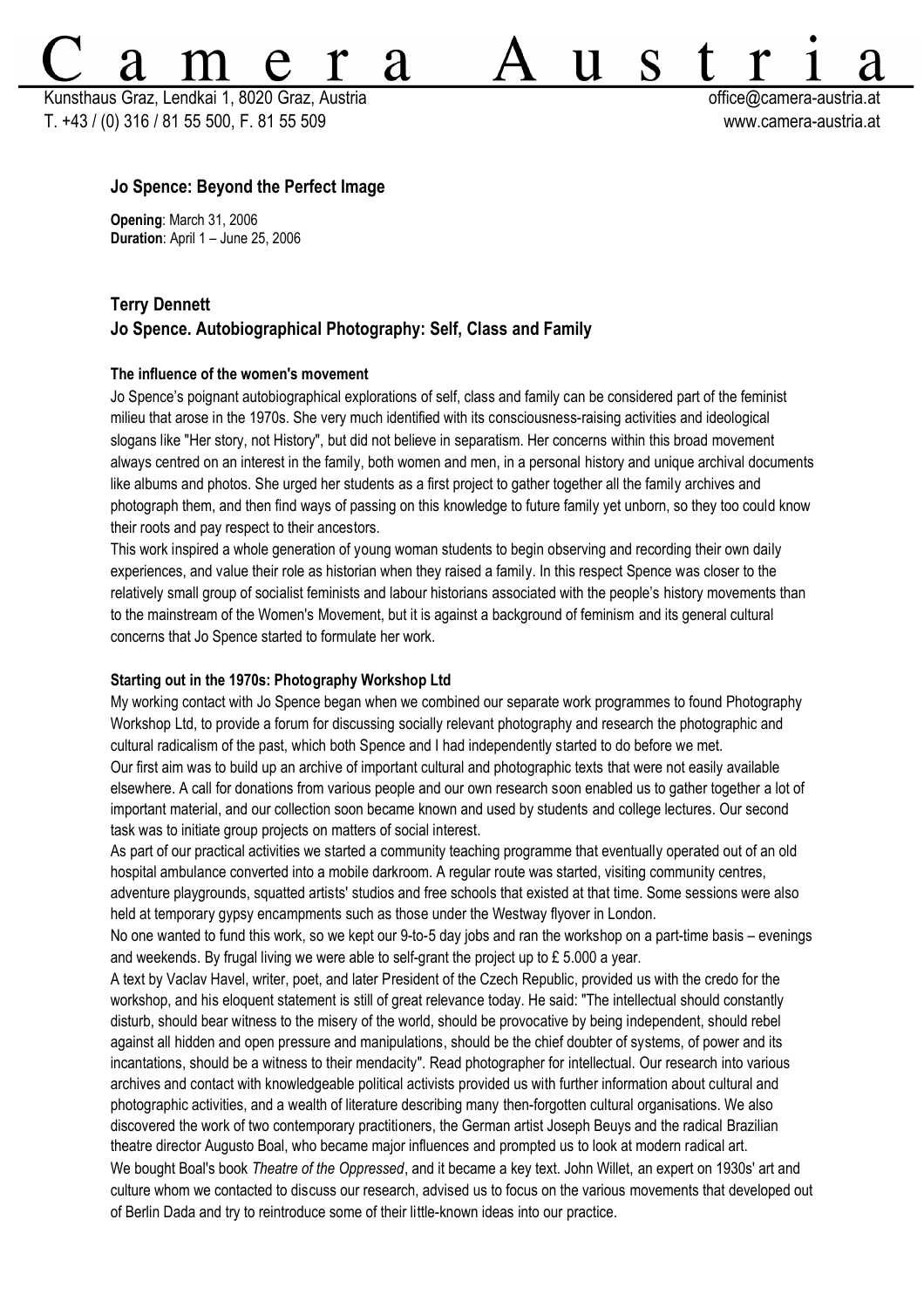# Camera Austria

Kunsthaus Graz, Lendkai 1, 8020 Graz, Austria
T. +43 / (0) 316 / 81 55 500, F. 81 55 509

office@camera-austria.at
www.camera-austria.at

## Jo Spence: Beyond the Perfect Image

**Opening**: March 31, 2006
**Duration**: April 1 – June 25, 2006

## Terry Dennett
## Jo Spence. Autobiographical Photography: Self, Class and Family

### The influence of the women's movement

Jo Spence's poignant autobiographical explorations of self, class and family can be considered part of the feminist milieu that arose in the 1970s. She very much identified with its consciousness-raising activities and ideological slogans like "Her story, not History", but did not believe in separatism. Her concerns within this broad movement always centred on an interest in the family, both women and men, in a personal history and unique archival documents like albums and photos. She urged her students as a first project to gather together all the family archives and photograph them, and then find ways of passing on this knowledge to future family yet unborn, so they too could know their roots and pay respect to their ancestors.

This work inspired a whole generation of young woman students to begin observing and recording their own daily experiences, and value their role as historian when they raised a family. In this respect Spence was closer to the relatively small group of socialist feminists and labour historians associated with the people's history movements than to the mainstream of the Women's Movement, but it is against a background of feminism and its general cultural concerns that Jo Spence started to formulate her work.

### Starting out in the 1970s: Photography Workshop Ltd

My working contact with Jo Spence began when we combined our separate work programmes to found Photography Workshop Ltd, to provide a forum for discussing socially relevant photography and research the photographic and cultural radicalism of the past, which both Spence and I had independently started to do before we met.

Our first aim was to build up an archive of important cultural and photographic texts that were not easily available elsewhere. A call for donations from various people and our own research soon enabled us to gather together a lot of important material, and our collection soon became known and used by students and college lectures. Our second task was to initiate group projects on matters of social interest.

As part of our practical activities we started a community teaching programme that eventually operated out of an old hospital ambulance converted into a mobile darkroom. A regular route was started, visiting community centres, adventure playgrounds, squatted artists' studios and free schools that existed at that time. Some sessions were also held at temporary gypsy encampments such as those under the Westway flyover in London.

No one wanted to fund this work, so we kept our 9-to-5 day jobs and ran the workshop on a part-time basis – evenings and weekends. By frugal living we were able to self-grant the project up to £ 5.000 a year.

A text by Vaclav Havel, writer, poet, and later President of the Czech Republic, provided us with the credo for the workshop, and his eloquent statement is still of great relevance today. He said: "The intellectual should constantly disturb, should bear witness to the misery of the world, should be provocative by being independent, should rebel against all hidden and open pressure and manipulations, should be the chief doubter of systems, of power and its incantations, should be a witness to their mendacity". Read photographer for intellectual. Our research into various archives and contact with knowledgeable political activists provided us with further information about cultural and photographic activities, and a wealth of literature describing many then-forgotten cultural organisations. We also discovered the work of two contemporary practitioners, the German artist Joseph Beuys and the radical Brazilian theatre director Augusto Boal, who became major influences and prompted us to look at modern radical art.

We bought Boal's book *Theatre of the Oppressed*, and it became a key text. John Willet, an expert on 1930s' art and culture whom we contacted to discuss our research, advised us to focus on the various movements that developed out of Berlin Dada and try to reintroduce some of their little-known ideas into our practice.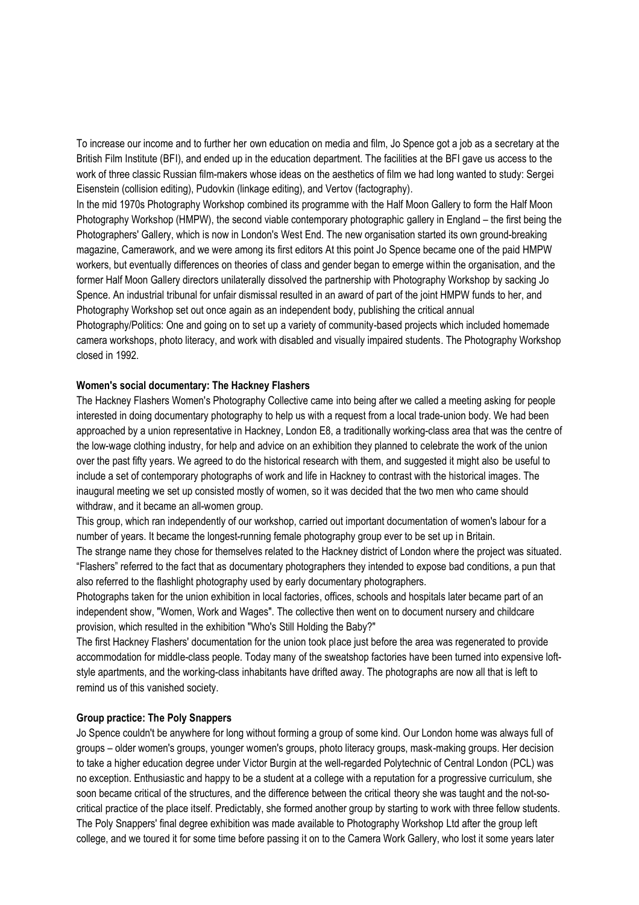To increase our income and to further her own education on media and film, Jo Spence got a job as a secretary at the British Film Institute (BFI), and ended up in the education department. The facilities at the BFI gave us access to the work of three classic Russian film-makers whose ideas on the aesthetics of film we had long wanted to study: Sergei Eisenstein (collision editing), Pudovkin (linkage editing), and Vertov (factography).

In the mid 1970s Photography Workshop combined its programme with the Half Moon Gallery to form the Half Moon Photography Workshop (HMPW), the second viable contemporary photographic gallery in England – the first being the Photographers' Gallery, which is now in London's West End. The new organisation started its own ground-breaking magazine, Camerawork, and we were among its first editors At this point Jo Spence became one of the paid HMPW workers, but eventually differences on theories of class and gender began to emerge within the organisation, and the former Half Moon Gallery directors unilaterally dissolved the partnership with Photography Workshop by sacking Jo Spence. An industrial tribunal for unfair dismissal resulted in an award of part of the joint HMPW funds to her, and Photography Workshop set out once again as an independent body, publishing the critical annual Photography/Politics: One and going on to set up a variety of community-based projects which included homemade camera workshops, photo literacy, and work with disabled and visually impaired students. The Photography Workshop closed in 1992.

**Women's social documentary: The Hackney Flashers**

The Hackney Flashers Women's Photography Collective came into being after we called a meeting asking for people interested in doing documentary photography to help us with a request from a local trade-union body. We had been approached by a union representative in Hackney, London E8, a traditionally working-class area that was the centre of the low-wage clothing industry, for help and advice on an exhibition they planned to celebrate the work of the union over the past fifty years. We agreed to do the historical research with them, and suggested it might also be useful to include a set of contemporary photographs of work and life in Hackney to contrast with the historical images. The inaugural meeting we set up consisted mostly of women, so it was decided that the two men who came should withdraw, and it became an all-women group.

This group, which ran independently of our workshop, carried out important documentation of women's labour for a number of years. It became the longest-running female photography group ever to be set up in Britain.

The strange name they chose for themselves related to the Hackney district of London where the project was situated. "Flashers" referred to the fact that as documentary photographers they intended to expose bad conditions, a pun that also referred to the flashlight photography used by early documentary photographers.

Photographs taken for the union exhibition in local factories, offices, schools and hospitals later became part of an independent show, "Women, Work and Wages". The collective then went on to document nursery and childcare provision, which resulted in the exhibition "Who's Still Holding the Baby?"

The first Hackney Flashers' documentation for the union took place just before the area was regenerated to provide accommodation for middle-class people. Today many of the sweatshop factories have been turned into expensive loft-style apartments, and the working-class inhabitants have drifted away. The photographs are now all that is left to remind us of this vanished society.

**Group practice: The Poly Snappers**

Jo Spence couldn't be anywhere for long without forming a group of some kind. Our London home was always full of groups – older women's groups, younger women's groups, photo literacy groups, mask-making groups. Her decision to take a higher education degree under Victor Burgin at the well-regarded Polytechnic of Central London (PCL) was no exception. Enthusiastic and happy to be a student at a college with a reputation for a progressive curriculum, she soon became critical of the structures, and the difference between the critical theory she was taught and the not-so-critical practice of the place itself. Predictably, she formed another group by starting to work with three fellow students. The Poly Snappers' final degree exhibition was made available to Photography Workshop Ltd after the group left college, and we toured it for some time before passing it on to the Camera Work Gallery, who lost it some years later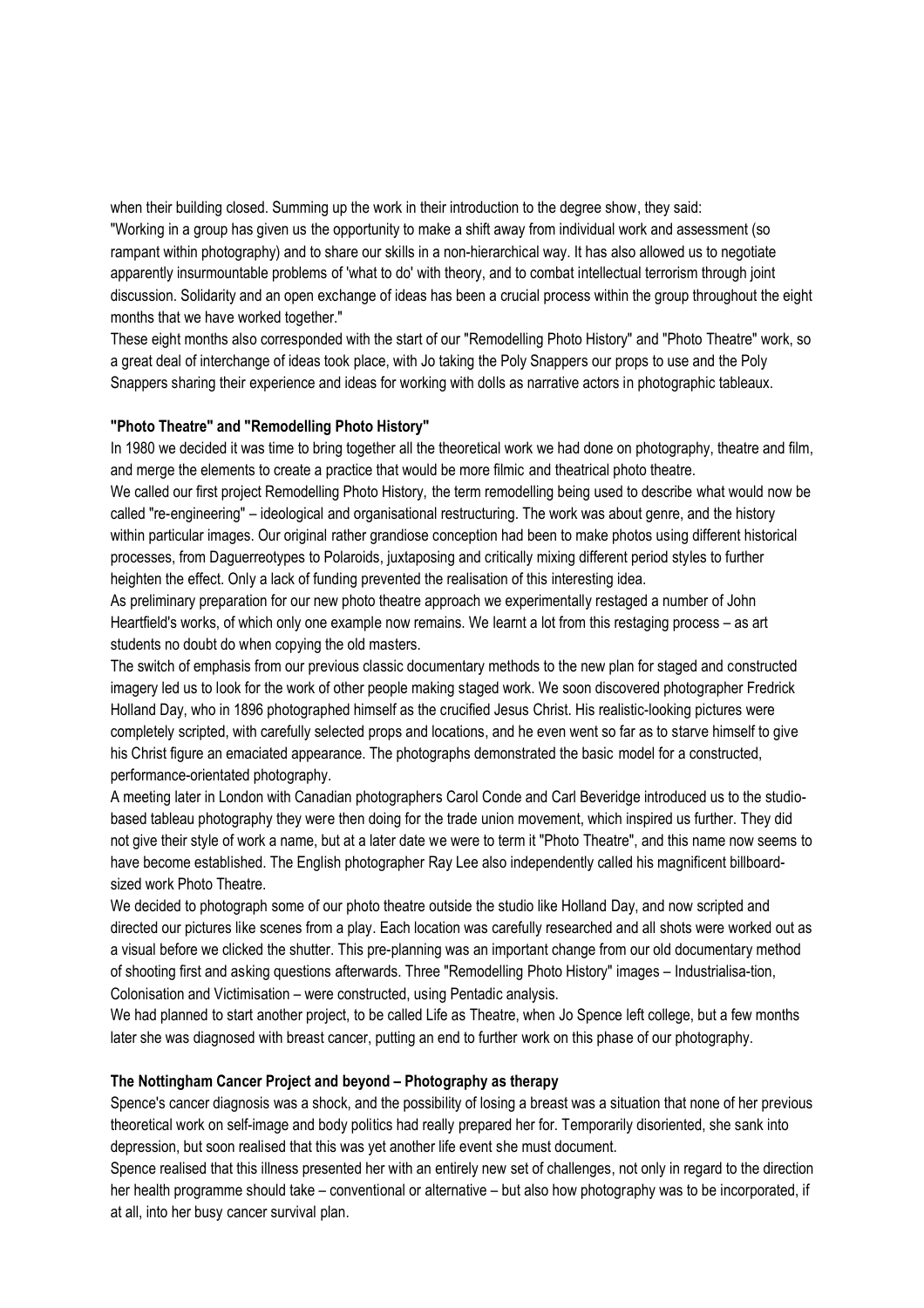when their building closed. Summing up the work in their introduction to the degree show, they said:

"Working in a group has given us the opportunity to make a shift away from individual work and assessment (so rampant within photography) and to share our skills in a non-hierarchical way. It has also allowed us to negotiate apparently insurmountable problems of 'what to do' with theory, and to combat intellectual terrorism through joint discussion. Solidarity and an open exchange of ideas has been a crucial process within the group throughout the eight months that we have worked together."

These eight months also corresponded with the start of our "Remodelling Photo History" and "Photo Theatre" work, so a great deal of interchange of ideas took place, with Jo taking the Poly Snappers our props to use and the Poly Snappers sharing their experience and ideas for working with dolls as narrative actors in photographic tableaux.

**"Photo Theatre" and "Remodelling Photo History"**

In 1980 we decided it was time to bring together all the theoretical work we had done on photography, theatre and film, and merge the elements to create a practice that would be more filmic and theatrical photo theatre.

We called our first project Remodelling Photo History, the term remodelling being used to describe what would now be called "re-engineering" – ideological and organisational restructuring. The work was about genre, and the history within particular images. Our original rather grandiose conception had been to make photos using different historical processes, from Daguerreotypes to Polaroids, juxtaposing and critically mixing different period styles to further heighten the effect. Only a lack of funding prevented the realisation of this interesting idea.

As preliminary preparation for our new photo theatre approach we experimentally restaged a number of John Heartfield's works, of which only one example now remains. We learnt a lot from this restaging process – as art students no doubt do when copying the old masters.

The switch of emphasis from our previous classic documentary methods to the new plan for staged and constructed imagery led us to look for the work of other people making staged work. We soon discovered photographer Fredrick Holland Day, who in 1896 photographed himself as the crucified Jesus Christ. His realistic-looking pictures were completely scripted, with carefully selected props and locations, and he even went so far as to starve himself to give his Christ figure an emaciated appearance. The photographs demonstrated the basic model for a constructed, performance-orientated photography.

A meeting later in London with Canadian photographers Carol Conde and Carl Beveridge introduced us to the studio-based tableau photography they were then doing for the trade union movement, which inspired us further. They did not give their style of work a name, but at a later date we were to term it "Photo Theatre", and this name now seems to have become established. The English photographer Ray Lee also independently called his magnificent billboard-sized work Photo Theatre.

We decided to photograph some of our photo theatre outside the studio like Holland Day, and now scripted and directed our pictures like scenes from a play. Each location was carefully researched and all shots were worked out as a visual before we clicked the shutter. This pre-planning was an important change from our old documentary method of shooting first and asking questions afterwards. Three "Remodelling Photo History" images – Industrialisa-tion, Colonisation and Victimisation – were constructed, using Pentadic analysis.

We had planned to start another project, to be called Life as Theatre, when Jo Spence left college, but a few months later she was diagnosed with breast cancer, putting an end to further work on this phase of our photography.

**The Nottingham Cancer Project and beyond – Photography as therapy**

Spence's cancer diagnosis was a shock, and the possibility of losing a breast was a situation that none of her previous theoretical work on self-image and body politics had really prepared her for. Temporarily disoriented, she sank into depression, but soon realised that this was yet another life event she must document.

Spence realised that this illness presented her with an entirely new set of challenges, not only in regard to the direction her health programme should take – conventional or alternative – but also how photography was to be incorporated, if at all, into her busy cancer survival plan.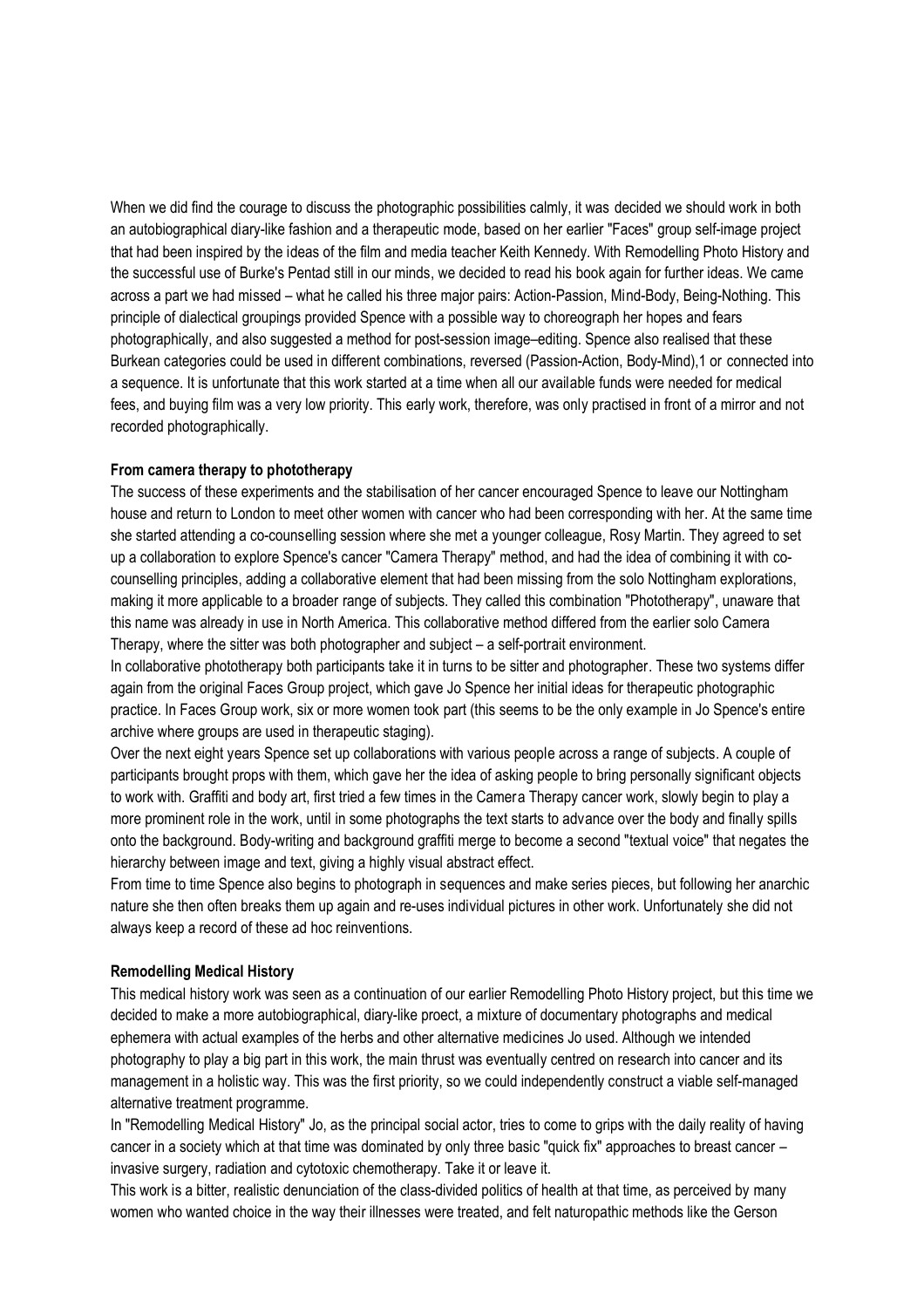When we did find the courage to discuss the photographic possibilities calmly, it was decided we should work in both an autobiographical diary-like fashion and a therapeutic mode, based on her earlier "Faces" group self-image project that had been inspired by the ideas of the film and media teacher Keith Kennedy. With Remodelling Photo History and the successful use of Burke's Pentad still in our minds, we decided to read his book again for further ideas. We came across a part we had missed – what he called his three major pairs: Action-Passion, Mind-Body, Being-Nothing. This principle of dialectical groupings provided Spence with a possible way to choreograph her hopes and fears photographically, and also suggested a method for post-session image–editing. Spence also realised that these Burkean categories could be used in different combinations, reversed (Passion-Action, Body-Mind),1 or connected into a sequence. It is unfortunate that this work started at a time when all our available funds were needed for medical fees, and buying film was a very low priority. This early work, therefore, was only practised in front of a mirror and not recorded photographically.

**From camera therapy to phototherapy**

The success of these experiments and the stabilisation of her cancer encouraged Spence to leave our Nottingham house and return to London to meet other women with cancer who had been corresponding with her. At the same time she started attending a co-counselling session where she met a younger colleague, Rosy Martin. They agreed to set up a collaboration to explore Spence's cancer "Camera Therapy" method, and had the idea of combining it with co-counselling principles, adding a collaborative element that had been missing from the solo Nottingham explorations, making it more applicable to a broader range of subjects. They called this combination "Phototherapy", unaware that this name was already in use in North America. This collaborative method differed from the earlier solo Camera Therapy, where the sitter was both photographer and subject – a self-portrait environment.

In collaborative phototherapy both participants take it in turns to be sitter and photographer. These two systems differ again from the original Faces Group project, which gave Jo Spence her initial ideas for therapeutic photographic practice. In Faces Group work, six or more women took part (this seems to be the only example in Jo Spence's entire archive where groups are used in therapeutic staging).

Over the next eight years Spence set up collaborations with various people across a range of subjects. A couple of participants brought props with them, which gave her the idea of asking people to bring personally significant objects to work with. Graffiti and body art, first tried a few times in the Camera Therapy cancer work, slowly begin to play a more prominent role in the work, until in some photographs the text starts to advance over the body and finally spills onto the background. Body-writing and background graffiti merge to become a second "textual voice" that negates the hierarchy between image and text, giving a highly visual abstract effect.

From time to time Spence also begins to photograph in sequences and make series pieces, but following her anarchic nature she then often breaks them up again and re-uses individual pictures in other work. Unfortunately she did not always keep a record of these ad hoc reinventions.

**Remodelling Medical History**

This medical history work was seen as a continuation of our earlier Remodelling Photo History project, but this time we decided to make a more autobiographical, diary-like proect, a mixture of documentary photographs and medical ephemera with actual examples of the herbs and other alternative medicines Jo used. Although we intended photography to play a big part in this work, the main thrust was eventually centred on research into cancer and its management in a holistic way. This was the first priority, so we could independently construct a viable self-managed alternative treatment programme.

In "Remodelling Medical History" Jo, as the principal social actor, tries to come to grips with the daily reality of having cancer in a society which at that time was dominated by only three basic "quick fix" approaches to breast cancer – invasive surgery, radiation and cytotoxic chemotherapy. Take it or leave it.

This work is a bitter, realistic denunciation of the class-divided politics of health at that time, as perceived by many women who wanted choice in the way their illnesses were treated, and felt naturopathic methods like the Gerson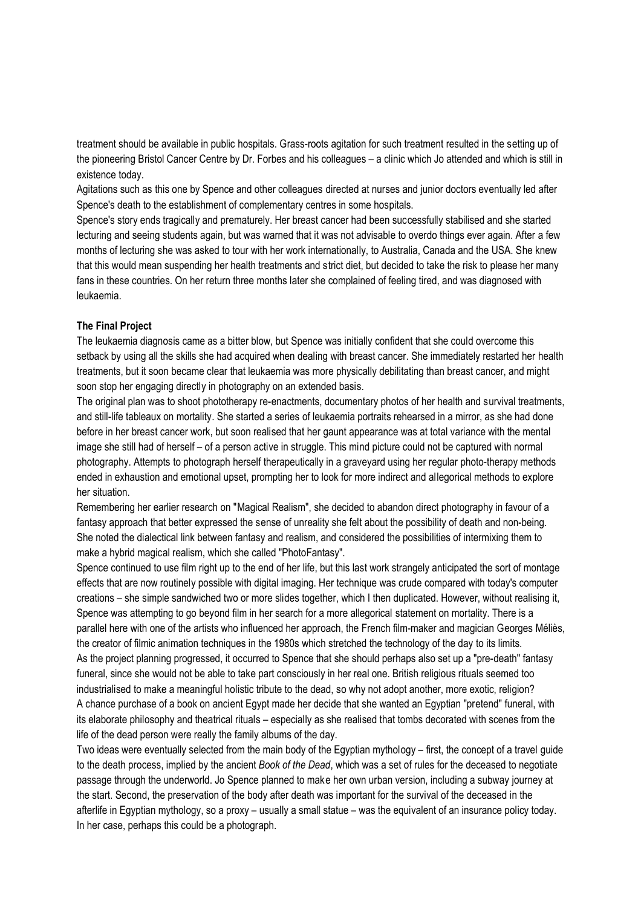treatment should be available in public hospitals. Grass-roots agitation for such treatment resulted in the setting up of the pioneering Bristol Cancer Centre by Dr. Forbes and his colleagues – a clinic which Jo attended and which is still in existence today.

Agitations such as this one by Spence and other colleagues directed at nurses and junior doctors eventually led after Spence's death to the establishment of complementary centres in some hospitals.

Spence's story ends tragically and prematurely. Her breast cancer had been successfully stabilised and she started lecturing and seeing students again, but was warned that it was not advisable to overdo things ever again. After a few months of lecturing she was asked to tour with her work internationally, to Australia, Canada and the USA. She knew that this would mean suspending her health treatments and strict diet, but decided to take the risk to please her many fans in these countries. On her return three months later she complained of feeling tired, and was diagnosed with leukaemia.

**The Final Project**

The leukaemia diagnosis came as a bitter blow, but Spence was initially confident that she could overcome this setback by using all the skills she had acquired when dealing with breast cancer. She immediately restarted her health treatments, but it soon became clear that leukaemia was more physically debilitating than breast cancer, and might soon stop her engaging directly in photography on an extended basis.

The original plan was to shoot phototherapy re-enactments, documentary photos of her health and survival treatments, and still-life tableaux on mortality. She started a series of leukaemia portraits rehearsed in a mirror, as she had done before in her breast cancer work, but soon realised that her gaunt appearance was at total variance with the mental image she still had of herself – of a person active in struggle. This mind picture could not be captured with normal photography. Attempts to photograph herself therapeutically in a graveyard using her regular photo-therapy methods ended in exhaustion and emotional upset, prompting her to look for more indirect and allegorical methods to explore her situation.

Remembering her earlier research on "Magical Realism", she decided to abandon direct photography in favour of a fantasy approach that better expressed the sense of unreality she felt about the possibility of death and non-being. She noted the dialectical link between fantasy and realism, and considered the possibilities of intermixing them to make a hybrid magical realism, which she called "PhotoFantasy".

Spence continued to use film right up to the end of her life, but this last work strangely anticipated the sort of montage effects that are now routinely possible with digital imaging. Her technique was crude compared with today's computer creations – she simple sandwiched two or more slides together, which I then duplicated. However, without realising it, Spence was attempting to go beyond film in her search for a more allegorical statement on mortality. There is a parallel here with one of the artists who influenced her approach, the French film-maker and magician Georges Méliès, the creator of filmic animation techniques in the 1980s which stretched the technology of the day to its limits.

As the project planning progressed, it occurred to Spence that she should perhaps also set up a "pre-death" fantasy funeral, since she would not be able to take part consciously in her real one. British religious rituals seemed too industrialised to make a meaningful holistic tribute to the dead, so why not adopt another, more exotic, religion?

A chance purchase of a book on ancient Egypt made her decide that she wanted an Egyptian "pretend" funeral, with its elaborate philosophy and theatrical rituals – especially as she realised that tombs decorated with scenes from the life of the dead person were really the family albums of the day.

Two ideas were eventually selected from the main body of the Egyptian mythology – first, the concept of a travel guide to the death process, implied by the ancient *Book of the Dead*, which was a set of rules for the deceased to negotiate passage through the underworld. Jo Spence planned to make her own urban version, including a subway journey at the start. Second, the preservation of the body after death was important for the survival of the deceased in the afterlife in Egyptian mythology, so a proxy – usually a small statue – was the equivalent of an insurance policy today. In her case, perhaps this could be a photograph.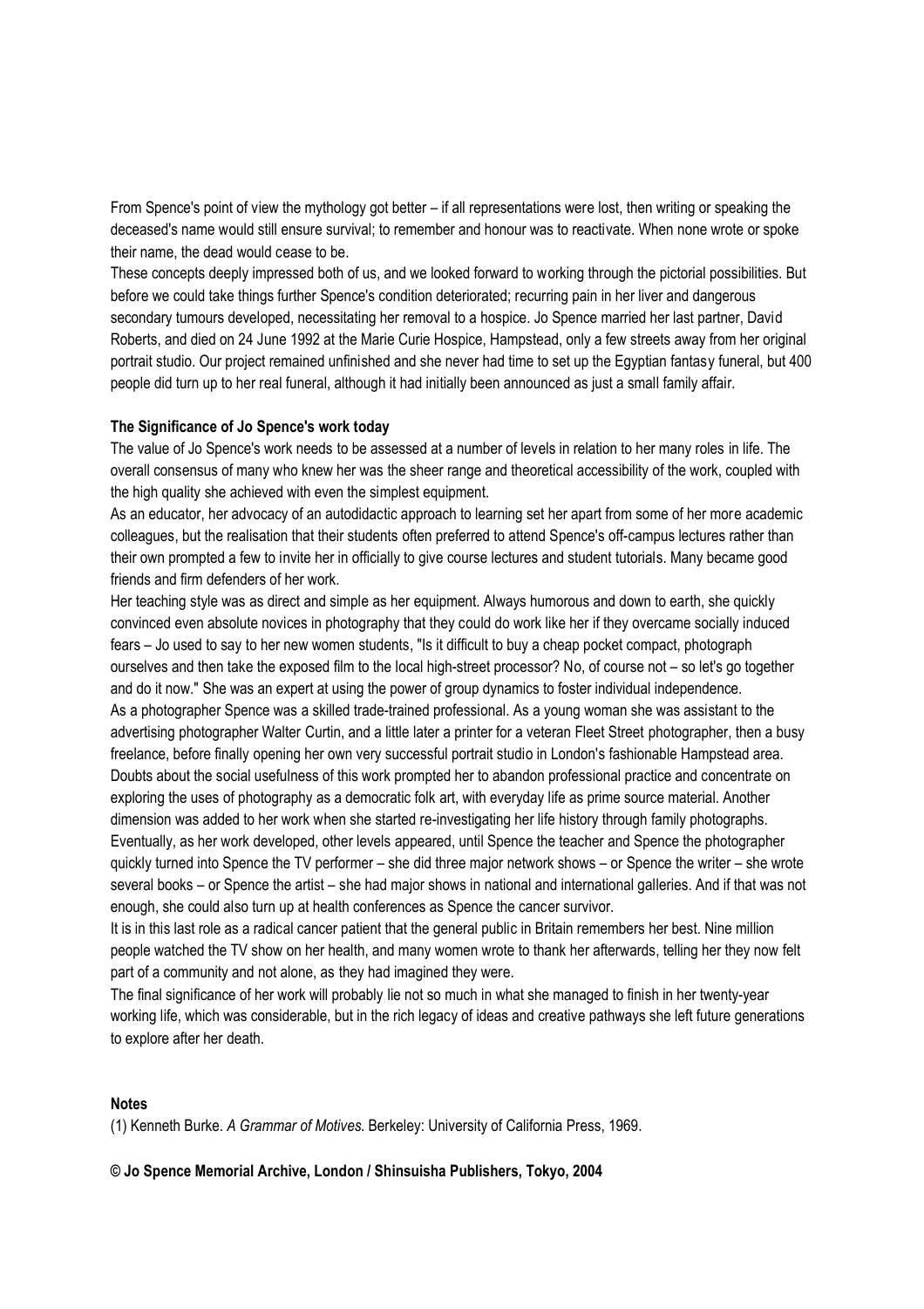From Spence's point of view the mythology got better – if all representations were lost, then writing or speaking the deceased's name would still ensure survival; to remember and honour was to reactivate. When none wrote or spoke their name, the dead would cease to be.

These concepts deeply impressed both of us, and we looked forward to working through the pictorial possibilities. But before we could take things further Spence's condition deteriorated; recurring pain in her liver and dangerous secondary tumours developed, necessitating her removal to a hospice. Jo Spence married her last partner, David Roberts, and died on 24 June 1992 at the Marie Curie Hospice, Hampstead, only a few streets away from her original portrait studio. Our project remained unfinished and she never had time to set up the Egyptian fantasy funeral, but 400 people did turn up to her real funeral, although it had initially been announced as just a small family affair.

**The Significance of Jo Spence's work today**

The value of Jo Spence's work needs to be assessed at a number of levels in relation to her many roles in life. The overall consensus of many who knew her was the sheer range and theoretical accessibility of the work, coupled with the high quality she achieved with even the simplest equipment.

As an educator, her advocacy of an autodidactic approach to learning set her apart from some of her more academic colleagues, but the realisation that their students often preferred to attend Spence's off-campus lectures rather than their own prompted a few to invite her in officially to give course lectures and student tutorials. Many became good friends and firm defenders of her work.

Her teaching style was as direct and simple as her equipment. Always humorous and down to earth, she quickly convinced even absolute novices in photography that they could do work like her if they overcame socially induced fears – Jo used to say to her new women students, "Is it difficult to buy a cheap pocket compact, photograph ourselves and then take the exposed film to the local high-street processor? No, of course not – so let's go together and do it now." She was an expert at using the power of group dynamics to foster individual independence.

As a photographer Spence was a skilled trade-trained professional. As a young woman she was assistant to the advertising photographer Walter Curtin, and a little later a printer for a veteran Fleet Street photographer, then a busy freelance, before finally opening her own very successful portrait studio in London's fashionable Hampstead area. Doubts about the social usefulness of this work prompted her to abandon professional practice and concentrate on exploring the uses of photography as a democratic folk art, with everyday life as prime source material. Another dimension was added to her work when she started re-investigating her life history through family photographs. Eventually, as her work developed, other levels appeared, until Spence the teacher and Spence the photographer quickly turned into Spence the TV performer – she did three major network shows – or Spence the writer – she wrote several books – or Spence the artist – she had major shows in national and international galleries. And if that was not enough, she could also turn up at health conferences as Spence the cancer survivor.

It is in this last role as a radical cancer patient that the general public in Britain remembers her best. Nine million people watched the TV show on her health, and many women wrote to thank her afterwards, telling her they now felt part of a community and not alone, as they had imagined they were.

The final significance of her work will probably lie not so much in what she managed to finish in her twenty-year working life, which was considerable, but in the rich legacy of ideas and creative pathways she left future generations to explore after her death.

**Notes**

(1) Kenneth Burke. *A Grammar of Motives.* Berkeley: University of California Press, 1969.

**© Jo Spence Memorial Archive, London / Shinsuisha Publishers, Tokyo, 2004**